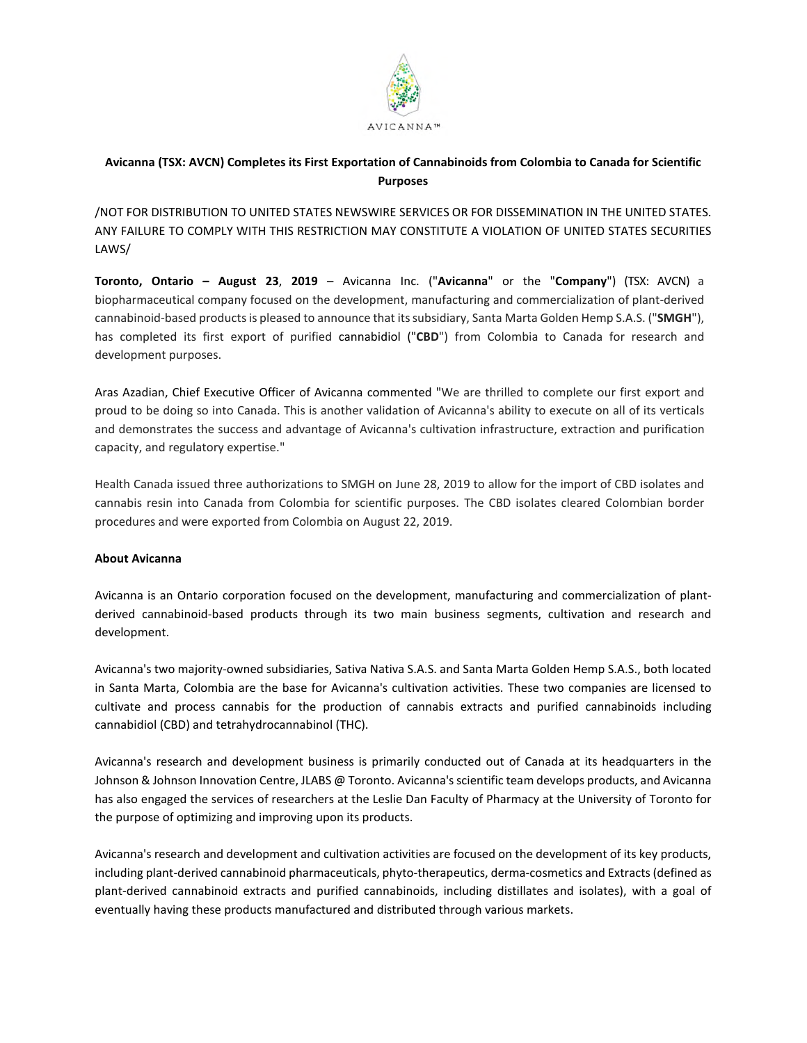AVICANNA™

**Avicanna (TSX: AVCN) Completes its First Exportation of Cannabinoids from Colombia to Canada for Scientific Purposes**

/NOT FOR DISTRIBUTION TO UNITED STATES NEWSWIRE SERVICES OR FOR DISSEMINATION IN THE UNITED STATES. ANY FAILURE TO COMPLY WITH THIS RESTRICTION MAY CONSTITUTE A VIOLATION OF UNITED STATES SECURITIES LAWS/

**Toronto, Ontario – August 23**, **2019** – Avicanna Inc. ("**Avicanna**" or the "**Company**") (TSX: AVCN) a biopharmaceutical company focused on the development, manufacturing and commercialization of plant-derived cannabinoid-based products is pleased to announce that its subsidiary, Santa Marta Golden Hemp S.A.S. ("**SMGH**"), has completed its first export of purified cannabidiol ("**CBD**") from Colombia to Canada for research and development purposes.

Aras Azadian, Chief Executive Officer of Avicanna commented "We are thrilled to complete our first export and proud to be doing so into Canada. This is another validation of Avicanna's ability to execute on all of its verticals and demonstrates the success and advantage of Avicanna's cultivation infrastructure, extraction and purification capacity, and regulatory expertise."

Health Canada issued three authorizations to SMGH on June 28, 2019 to allow for the import of CBD isolates and cannabis resin into Canada from Colombia for scientific purposes. The CBD isolates cleared Colombian border procedures and were exported from Colombia on August 22, 2019.

**About Avicanna**

Avicanna is an Ontario corporation focused on the development, manufacturing and commercialization of plant-derived cannabinoid-based products through its two main business segments, cultivation and research and development.

Avicanna's two majority-owned subsidiaries, Sativa Nativa S.A.S. and Santa Marta Golden Hemp S.A.S., both located in Santa Marta, Colombia are the base for Avicanna's cultivation activities. These two companies are licensed to cultivate and process cannabis for the production of cannabis extracts and purified cannabinoids including cannabidiol (CBD) and tetrahydrocannabinol (THC).

Avicanna's research and development business is primarily conducted out of Canada at its headquarters in the Johnson & Johnson Innovation Centre, JLABS @ Toronto. Avicanna's scientific team develops products, and Avicanna has also engaged the services of researchers at the Leslie Dan Faculty of Pharmacy at the University of Toronto for the purpose of optimizing and improving upon its products.

Avicanna's research and development and cultivation activities are focused on the development of its key products, including plant-derived cannabinoid pharmaceuticals, phyto-therapeutics, derma-cosmetics and Extracts (defined as plant-derived cannabinoid extracts and purified cannabinoids, including distillates and isolates), with a goal of eventually having these products manufactured and distributed through various markets.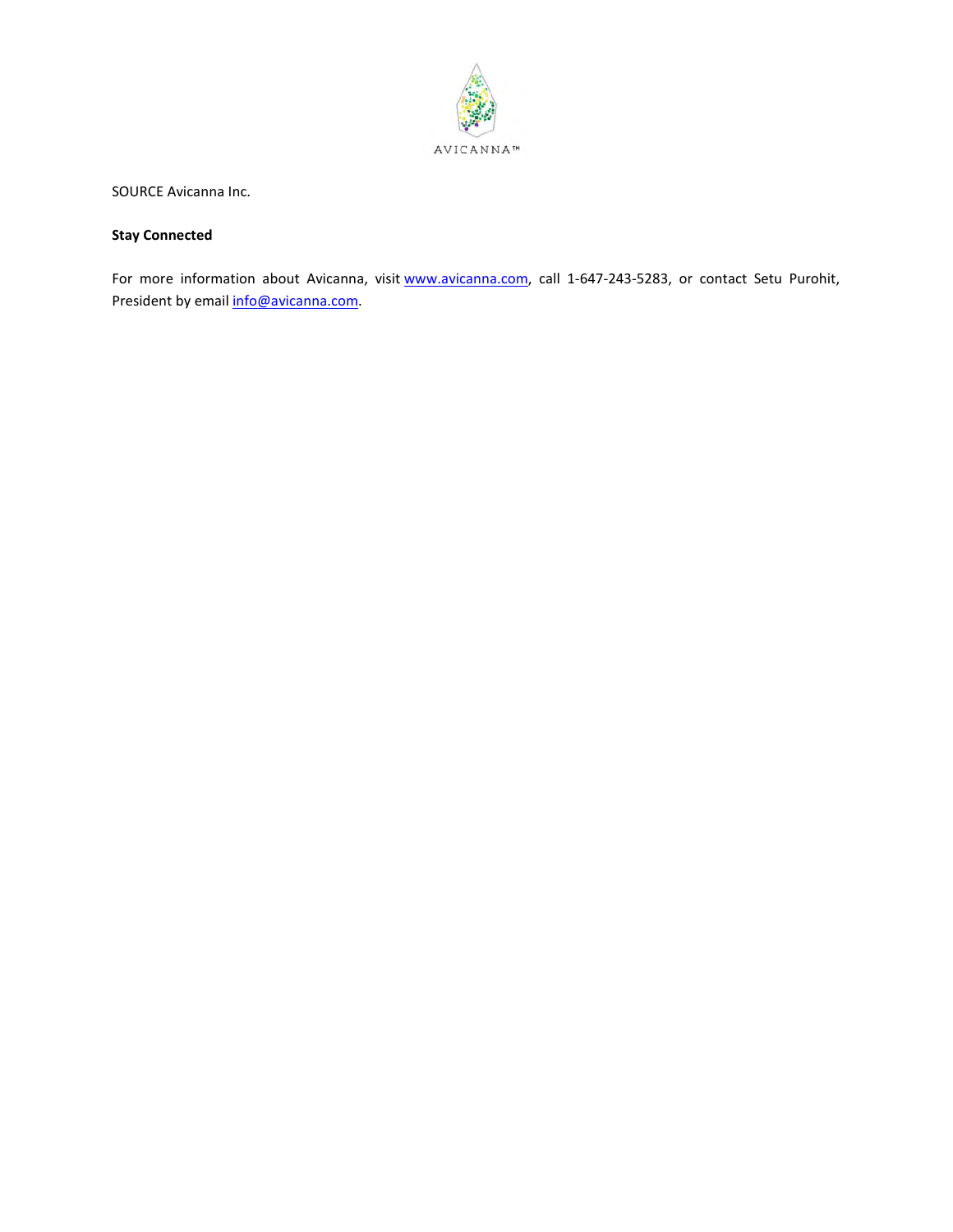AVICANNA™

SOURCE Avicanna Inc.

**Stay Connected**

For more information about Avicanna, visit www.avicanna.com, call 1-647-243-5283, or contact Setu Purohit, President by email info@avicanna.com.